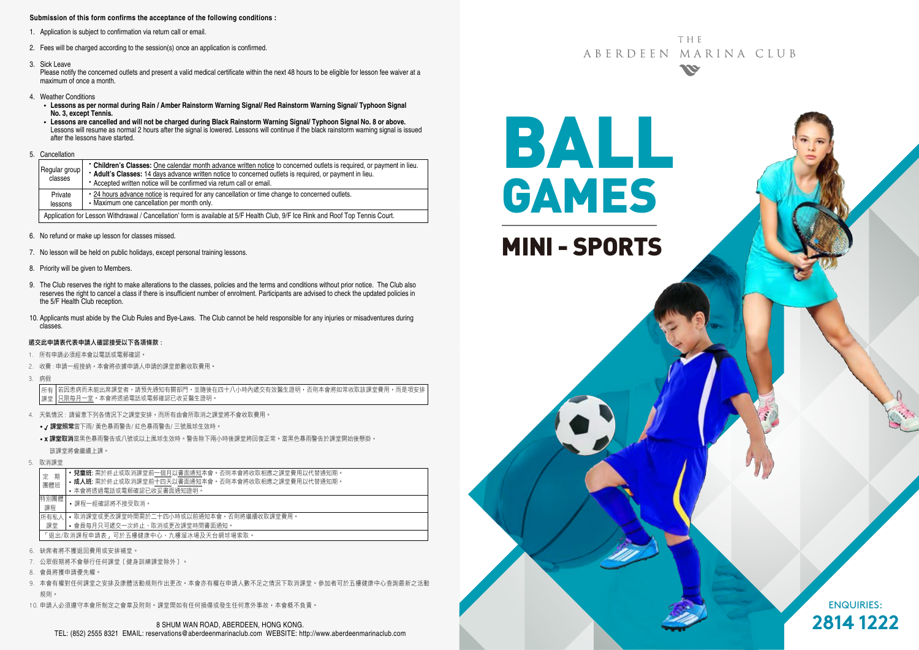**Submission of this form confirms the acceptance of the following conditions :**

1. Application is subject to confirmation via return call or email.
2. Fees will be charged according to the session(s) once an application is confirmed.
3. Sick Leave
   Please notify the concerned outlets and present a valid medical certificate within the next 48 hours to be eligible for lesson fee waiver at a maximum of once a month.
4. Weather Conditions
   - **Lessons as per normal during Rain / Amber Rainstorm Warning Signal/ Red Rainstorm Warning Signal/ Typhoon Signal No. 3, except Tennis.**
   - **Lessons are cancelled and will not be charged during Black Rainstorm Warning Signal/ Typhoon Signal No. 8 or above.** Lessons will resume as normal 2 hours after the signal is lowered. Lessons will continue if the black rainstorm warning signal is issued after the lessons have started.
5. Cancellation

| | |
|---|---|
| Regular group classes | • **Children's Classes:** One calendar month advance written notice to concerned outlets is required, or payment in lieu.<br>• **Adult's Classes:** 14 days advance written notice to concerned outlets is required, or payment in lieu.<br>• Accepted written notice will be confirmed via return call or email. |
| Private lessons | • 24 hours advance notice is required for any cancellation or time change to concerned outlets.<br>• Maximum one cancellation per month only. |
| Application for Lesson Withdrawal / Cancellation' form is available at 5/F Health Club, 9/F Ice Rink and Roof Top Tennis Court. | |

6. No refund or make up lesson for classes missed.
7. No lesson will be held on public holidays, except personal training lessons.
8. Priority will be given to Members.
9. The Club reserves the right to make alterations to the classes, policies and the terms and conditions without prior notice. The Club also reserves the right to cancel a class if there is insufficient number of enrolment. Participants are advised to check the updated policies in the 5/F Health Club reception.
10. Applicants must abide by the Club Rules and Bye-Laws. The Club cannot be held responsible for any injuries or misadventures during classes.

**遞交此申請表代表申請人確認接受以下各項條款：**

1. 所有申請必須經本會以電話或電郵確認。
2. 收費：申請一經接納，本會將依據申請人申請的課堂節數收取費用。
3. 病假

| | |
|---|---|
| 所有課堂 | 若因患病而未能出席課堂者，請預先通知有關部門，並隨後在四十八小時內遞交有效醫生證明，否則本會將如常收取該課堂費用，而是項安排只限每月一堂。本會將透過電話或電郵確認已收妥醫生證明。 |

4. 天氣情況：請留意下列各情況下之課堂安排，而所有由會所取消之課堂將不會收取費用。
   - ✓ **課堂照常**當下雨/ 黃色暴雨警告/ 紅色暴雨警告/ 三號風球生效時。
   - x **課堂取消**當黑色暴雨警告或八號或以上風球生效時。警告除下兩小時後課堂將回復正常。當黑色暴雨警告於課堂開始後懸掛，該課堂將會繼續上課。
5. 取消課堂

| | |
|---|---|
| 定期團體班 | • **兒童班:** 需於終止或取消課堂前一個月以書面通知本會。否則本會將收取相應之課堂費用以代替通知期。<br>• **成人班:** 需於終止或取消課堂前十四天以書面通知本會。否則本會將收取相應之課堂費用以代替通知期。<br>• 本會將透過電話或電郵確認已收妥書面通知證明。 |
| 特別團體課程 | • 課程一經確認將不接受取消。 |
| 所有私人課堂 | • 取消課堂或更改課堂時間需於二十四小時或以前通知本會，否則將繼續收取課堂費用。<br>• 會員每月只可遞交一次終止、取消或更改課堂時間書面通知。 |
| 「退出/取消課程申請表」可於五樓健康中心、九樓溜冰場及天台網球場索取。 | |

6. 缺席者將不獲退回費用或安排補堂。
7. 公眾假期將不會舉行任何課堂〔健身訓練課堂除外〕。
8. 會員將獲申請優先權。
9. 本會有權對任何課堂之安排及康體活動規則作出更改。本會亦有權在申請人數不足之情況下取消課堂。參加者可於五樓健康中心查詢最新之活動規則。
10. 申請人必須遵守本會所制定之會章及附則。課堂間如有任何損傷或發生任何意外事故，本會概不負責。

8 SHUM WAN ROAD, ABERDEEN, HONG KONG.
TEL: (852) 2555 8321 EMAIL: reservations@aberdeenmarinaclub.com WEBSITE: http://www.aberdeenmarinaclub.com

THE ABERDEEN MARINA CLUB

# BALL GAMES

## MINI - SPORTS

ENQUIRIES:
**2814 1222**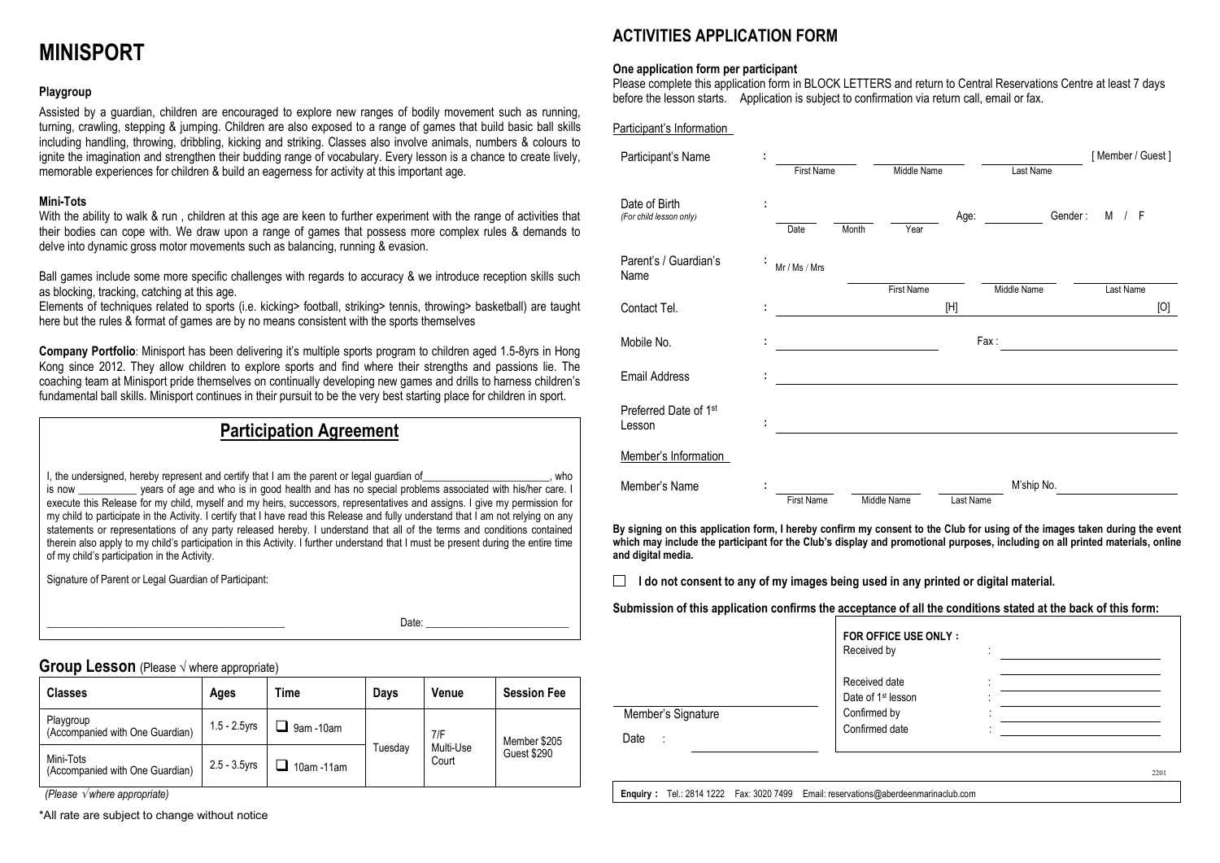# MINISPORT

### Playgroup

Assisted by a guardian, children are encouraged to explore new ranges of bodily movement such as running, turning, crawling, stepping & jumping. Children are also exposed to a range of games that build basic ball skills including handling, throwing, dribbling, kicking and striking. Classes also involve animals, numbers & colours to ignite the imagination and strengthen their budding range of vocabulary. Every lesson is a chance to create lively, memorable experiences for children & build an eagerness for activity at this important age.

### Mini-Tots

With the ability to walk & run , children at this age are keen to further experiment with the range of activities that their bodies can cope with. We draw upon a range of games that possess more complex rules & demands to delve into dynamic gross motor movements such as balancing, running & evasion.

Ball games include some more specific challenges with regards to accuracy & we introduce reception skills such as blocking, tracking, catching at this age.

Elements of techniques related to sports (i.e. kicking> football, striking> tennis, throwing> basketball) are taught here but the rules & format of games are by no means consistent with the sports themselves

**Company Portfolio**: Minisport has been delivering it's multiple sports program to children aged 1.5-8yrs in Hong Kong since 2012. They allow children to explore sports and find where their strengths and passions lie. The coaching team at Minisport pride themselves on continually developing new games and drills to harness children's fundamental ball skills. Minisport continues in their pursuit to be the very best starting place for children in sport.

## Participation Agreement

I, the undersigned, hereby represent and certify that I am the parent or legal guardian of________________________, who is now __________ years of age and who is in good health and has no special problems associated with his/her care. I execute this Release for my child, myself and my heirs, successors, representatives and assigns. I give my permission for my child to participate in the Activity. I certify that I have read this Release and fully understand that I am not relying on any statements or representations of any party released hereby. I understand that all of the terms and conditions contained therein also apply to my child's participation in this Activity. I further understand that I must be present during the entire time of my child's participation in the Activity.

Signature of Parent or Legal Guardian of Participant:

_____________________________________________ Date: __________________________

## Group Lesson (Please √ where appropriate)

| Classes | Ages | Time | Days | Venue | Session Fee |
|---|---|---|---|---|---|
| Playgroup (Accompanied with One Guardian) | 1.5 - 2.5yrs | ☐ 9am -10am | Tuesday | 7/F Multi-Use Court | Member $205 Guest $290 |
| Mini-Tots (Accompanied with One Guardian) | 2.5 - 3.5yrs | ☐ 10am -11am | | | |

*(Please √ where appropriate)*

*All rate are subject to change without notice

## ACTIVITIES APPLICATION FORM

**One application form per participant**

Please complete this application form in BLOCK LETTERS and return to Central Reservations Centre at least 7 days before the lesson starts. Application is subject to confirmation via return call, email or fax.

Participant's Information

Participant's Name : ____________ ____________ ____________ [ Member / Guest ]
First Name Middle Name Last Name

Date of Birth (For child lesson only) : ______ ______ ______ Age: ________ Gender : M / F
Date Month Year

Parent's / Guardian's Name : Mr / Ms / Mrs ____________ ____________ ____________
First Name Middle Name Last Name

Contact Tel. : ____________________ [H] ____________________ [O]

Mobile No. : ____________________ Fax : ____________________

Email Address : ________________________________________

Preferred Date of 1st Lesson : ________________________________________

Member's Information

Member's Name : ____________ ____________ ____________ M'ship No. ____________
First Name Middle Name Last Name

**By signing on this application form, I hereby confirm my consent to the Club for using of the images taken during the event which may include the participant for the Club's display and promotional purposes, including on all printed materials, online and digital media.**

☐ **I do not consent to any of my images being used in any printed or digital material.**

**Submission of this application confirms the acceptance of all the conditions stated at the back of this form:**

____________________
Member's Signature

Date : ____________________

**FOR OFFICE USE ONLY :**

Received by : ____________________

Received date : ____________________
Date of 1st lesson : ____________________
Confirmed by : ____________________
Confirmed date : ____________________

2201

**Enquiry :** Tel.: 2814 1222 Fax: 3020 7499 Email: reservations@aberdeenmarinaclub.com